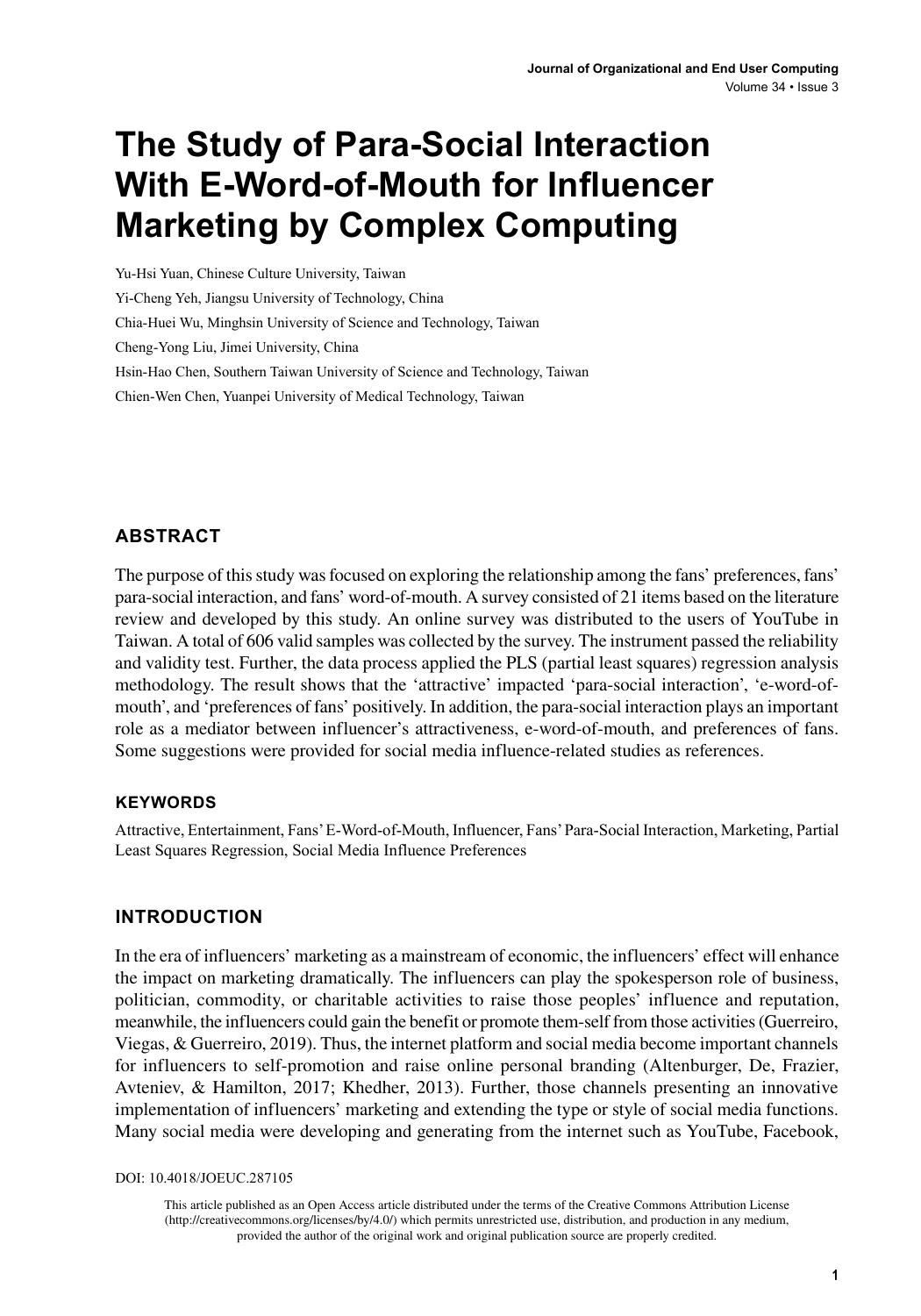# The Study of Para-Social Interaction With E-Word-of-Mouth for Influencer Marketing by Complex Computing

Yu-Hsi Yuan, Chinese Culture University, Taiwan

Yi-Cheng Yeh, Jiangsu University of Technology, China

Chia-Huei Wu, Minghsin University of Science and Technology, Taiwan

Cheng-Yong Liu, Jimei University, China

Hsin-Hao Chen, Southern Taiwan University of Science and Technology, Taiwan

Chien-Wen Chen, Yuanpei University of Medical Technology, Taiwan

## ABSTRACT

The purpose of this study was focused on exploring the relationship among the fans' preferences, fans' para-social interaction, and fans' word-of-mouth. A survey consisted of 21 items based on the literature review and developed by this study. An online survey was distributed to the users of YouTube in Taiwan. A total of 606 valid samples was collected by the survey. The instrument passed the reliability and validity test. Further, the data process applied the PLS (partial least squares) regression analysis methodology. The result shows that the 'attractive' impacted 'para-social interaction', 'e-word-of-mouth', and 'preferences of fans' positively. In addition, the para-social interaction plays an important role as a mediator between influencer's attractiveness, e-word-of-mouth, and preferences of fans. Some suggestions were provided for social media influence-related studies as references.

### KEYWORDS

Attractive, Entertainment, Fans' E-Word-of-Mouth, Influencer, Fans' Para-Social Interaction, Marketing, Partial Least Squares Regression, Social Media Influence Preferences

## INTRODUCTION

In the era of influencers' marketing as a mainstream of economic, the influencers' effect will enhance the impact on marketing dramatically. The influencers can play the spokesperson role of business, politician, commodity, or charitable activities to raise those peoples' influence and reputation, meanwhile, the influencers could gain the benefit or promote them-self from those activities (Guerreiro, Viegas, & Guerreiro, 2019). Thus, the internet platform and social media become important channels for influencers to self-promotion and raise online personal branding (Altenburger, De, Frazier, Avteniev, & Hamilton, 2017; Khedher, 2013). Further, those channels presenting an innovative implementation of influencers' marketing and extending the type or style of social media functions. Many social media were developing and generating from the internet such as YouTube, Facebook,

DOI: 10.4018/JOEUC.287105

This article published as an Open Access article distributed under the terms of the Creative Commons Attribution License (http://creativecommons.org/licenses/by/4.0/) which permits unrestricted use, distribution, and production in any medium, provided the author of the original work and original publication source are properly credited.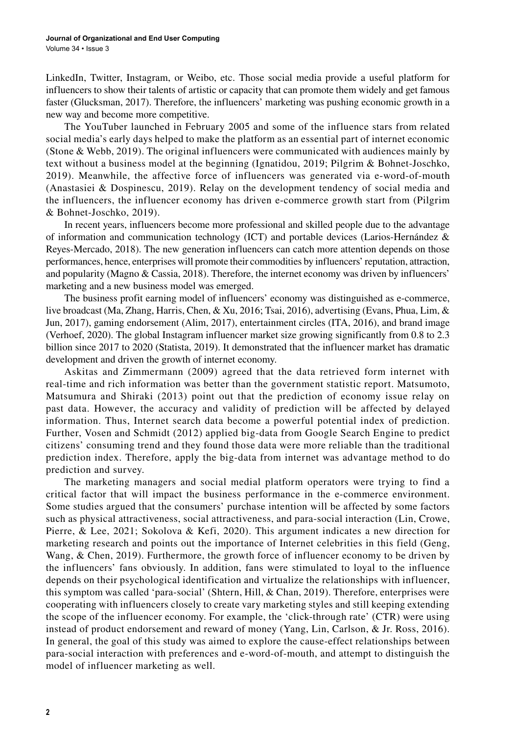LinkedIn, Twitter, Instagram, or Weibo, etc. Those social media provide a useful platform for influencers to show their talents of artistic or capacity that can promote them widely and get famous faster (Glucksman, 2017). Therefore, the influencers' marketing was pushing economic growth in a new way and become more competitive.

The YouTuber launched in February 2005 and some of the influence stars from related social media's early days helped to make the platform as an essential part of internet economic (Stone & Webb, 2019). The original influencers were communicated with audiences mainly by text without a business model at the beginning (Ignatidou, 2019; Pilgrim & Bohnet-Joschko, 2019). Meanwhile, the affective force of influencers was generated via e-word-of-mouth (Anastasiei & Dospinescu, 2019). Relay on the development tendency of social media and the influencers, the influencer economy has driven e-commerce growth start from (Pilgrim & Bohnet-Joschko, 2019).

In recent years, influencers become more professional and skilled people due to the advantage of information and communication technology (ICT) and portable devices (Larios-Hernández & Reyes-Mercado, 2018). The new generation influencers can catch more attention depends on those performances, hence, enterprises will promote their commodities by influencers' reputation, attraction, and popularity (Magno & Cassia, 2018). Therefore, the internet economy was driven by influencers' marketing and a new business model was emerged.

The business profit earning model of influencers' economy was distinguished as e-commerce, live broadcast (Ma, Zhang, Harris, Chen, & Xu, 2016; Tsai, 2016), advertising (Evans, Phua, Lim, & Jun, 2017), gaming endorsement (Alim, 2017), entertainment circles (ITA, 2016), and brand image (Verhoef, 2020). The global Instagram influencer market size growing significantly from 0.8 to 2.3 billion since 2017 to 2020 (Statista, 2019). It demonstrated that the influencer market has dramatic development and driven the growth of internet economy.

Askitas and Zimmermann (2009) agreed that the data retrieved form internet with real-time and rich information was better than the government statistic report. Matsumoto, Matsumura and Shiraki (2013) point out that the prediction of economy issue relay on past data. However, the accuracy and validity of prediction will be affected by delayed information. Thus, Internet search data become a powerful potential index of prediction. Further, Vosen and Schmidt (2012) applied big-data from Google Search Engine to predict citizens' consuming trend and they found those data were more reliable than the traditional prediction index. Therefore, apply the big-data from internet was advantage method to do prediction and survey.

The marketing managers and social medial platform operators were trying to find a critical factor that will impact the business performance in the e-commerce environment. Some studies argued that the consumers' purchase intention will be affected by some factors such as physical attractiveness, social attractiveness, and para-social interaction (Lin, Crowe, Pierre, & Lee, 2021; Sokolova & Kefi, 2020). This argument indicates a new direction for marketing research and points out the importance of Internet celebrities in this field (Geng, Wang, & Chen, 2019). Furthermore, the growth force of influencer economy to be driven by the influencers' fans obviously. In addition, fans were stimulated to loyal to the influence depends on their psychological identification and virtualize the relationships with influencer, this symptom was called 'para-social' (Shtern, Hill, & Chan, 2019). Therefore, enterprises were cooperating with influencers closely to create vary marketing styles and still keeping extending the scope of the influencer economy. For example, the 'click-through rate' (CTR) were using instead of product endorsement and reward of money (Yang, Lin, Carlson, & Jr. Ross, 2016). In general, the goal of this study was aimed to explore the cause-effect relationships between para-social interaction with preferences and e-word-of-mouth, and attempt to distinguish the model of influencer marketing as well.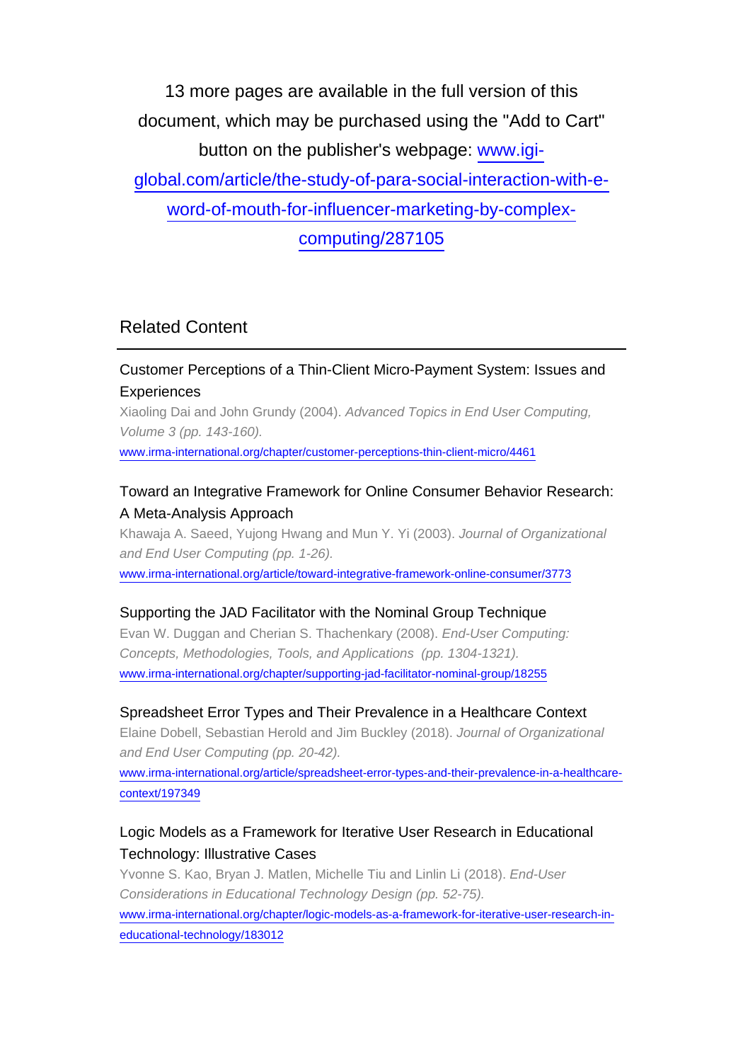13 more pages are available in the full version of this document, which may be purchased using the "Add to Cart" button on the publisher's webpage: [www.igi-global.com/article/the-study-of-para-social-interaction-with-e-word-of-mouth-for-influencer-marketing-by-complex-computing/287105](www.igi-global.com/article/the-study-of-para-social-interaction-with-e-word-of-mouth-for-influencer-marketing-by-complex-computing/287105)

## Related Content

Customer Perceptions of a Thin-Client Micro-Payment System: Issues and Experiences
Xiaoling Dai and John Grundy (2004). *Advanced Topics in End User Computing, Volume 3 (pp. 143-160).*
[www.irma-international.org/chapter/customer-perceptions-thin-client-micro/4461](www.irma-international.org/chapter/customer-perceptions-thin-client-micro/4461)

Toward an Integrative Framework for Online Consumer Behavior Research: A Meta-Analysis Approach
Khawaja A. Saeed, Yujong Hwang and Mun Y. Yi (2003). *Journal of Organizational and End User Computing (pp. 1-26).*
[www.irma-international.org/article/toward-integrative-framework-online-consumer/3773](www.irma-international.org/article/toward-integrative-framework-online-consumer/3773)

Supporting the JAD Facilitator with the Nominal Group Technique
Evan W. Duggan and Cherian S. Thachenkary (2008). *End-User Computing: Concepts, Methodologies, Tools, and Applications (pp. 1304-1321).*
[www.irma-international.org/chapter/supporting-jad-facilitator-nominal-group/18255](www.irma-international.org/chapter/supporting-jad-facilitator-nominal-group/18255)

Spreadsheet Error Types and Their Prevalence in a Healthcare Context
Elaine Dobell, Sebastian Herold and Jim Buckley (2018). *Journal of Organizational and End User Computing (pp. 20-42).*
[www.irma-international.org/article/spreadsheet-error-types-and-their-prevalence-in-a-healthcare-context/197349](www.irma-international.org/article/spreadsheet-error-types-and-their-prevalence-in-a-healthcare-context/197349)

Logic Models as a Framework for Iterative User Research in Educational Technology: Illustrative Cases
Yvonne S. Kao, Bryan J. Matlen, Michelle Tiu and Linlin Li (2018). *End-User Considerations in Educational Technology Design (pp. 52-75).*
[www.irma-international.org/chapter/logic-models-as-a-framework-for-iterative-user-research-in-educational-technology/183012](www.irma-international.org/chapter/logic-models-as-a-framework-for-iterative-user-research-in-educational-technology/183012)